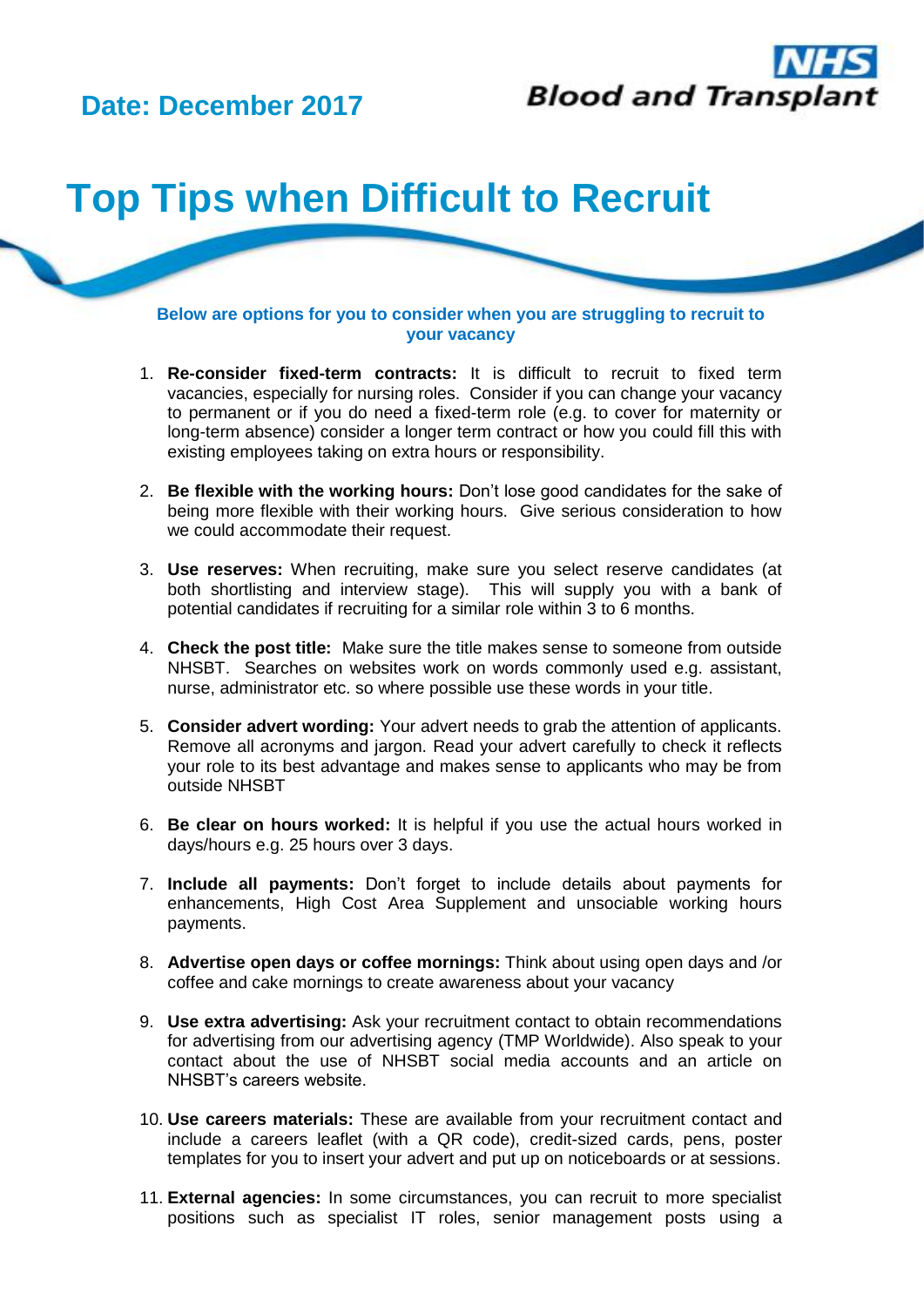**Date: December 2017**

**NHS Blood and Transplant**

# Top Tips when Difficult to Recruit

**Below are options for you to consider when you are struggling to recruit to your vacancy**

1. **Re-consider fixed-term contracts:** It is difficult to recruit to fixed term vacancies, especially for nursing roles. Consider if you can change your vacancy to permanent or if you do need a fixed-term role (e.g. to cover for maternity or long-term absence) consider a longer term contract or how you could fill this with existing employees taking on extra hours or responsibility.

2. **Be flexible with the working hours:** Don't lose good candidates for the sake of being more flexible with their working hours. Give serious consideration to how we could accommodate their request.

3. **Use reserves:** When recruiting, make sure you select reserve candidates (at both shortlisting and interview stage). This will supply you with a bank of potential candidates if recruiting for a similar role within 3 to 6 months.

4. **Check the post title:** Make sure the title makes sense to someone from outside NHSBT. Searches on websites work on words commonly used e.g. assistant, nurse, administrator etc. so where possible use these words in your title.

5. **Consider advert wording:** Your advert needs to grab the attention of applicants. Remove all acronyms and jargon. Read your advert carefully to check it reflects your role to its best advantage and makes sense to applicants who may be from outside NHSBT

6. **Be clear on hours worked:** It is helpful if you use the actual hours worked in days/hours e.g. 25 hours over 3 days.

7. **Include all payments:** Don't forget to include details about payments for enhancements, High Cost Area Supplement and unsociable working hours payments.

8. **Advertise open days or coffee mornings:** Think about using open days and /or coffee and cake mornings to create awareness about your vacancy

9. **Use extra advertising:** Ask your recruitment contact to obtain recommendations for advertising from our advertising agency (TMP Worldwide). Also speak to your contact about the use of NHSBT social media accounts and an article on NHSBT's careers website.

10. **Use careers materials:** These are available from your recruitment contact and include a careers leaflet (with a QR code), credit-sized cards, pens, poster templates for you to insert your advert and put up on noticeboards or at sessions.

11. **External agencies:** In some circumstances, you can recruit to more specialist positions such as specialist IT roles, senior management posts using a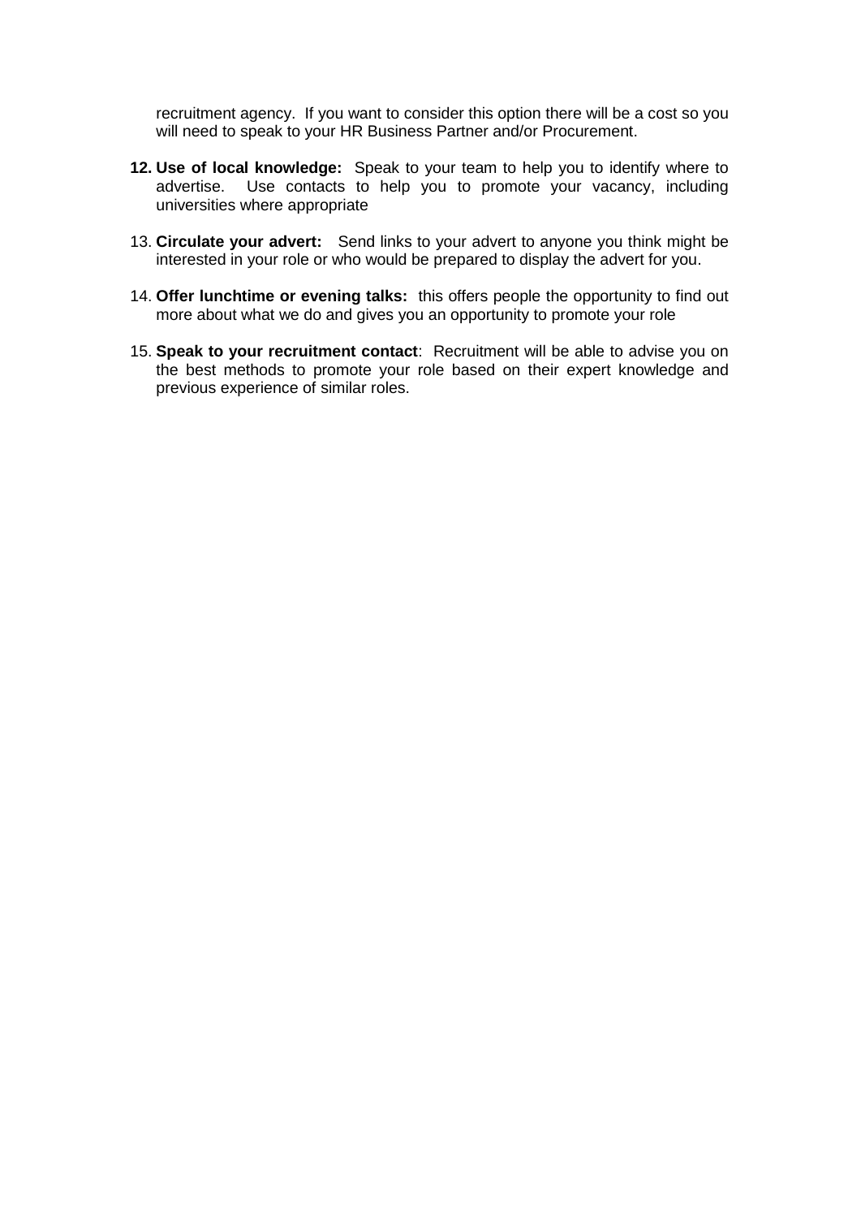recruitment agency. If you want to consider this option there will be a cost so you will need to speak to your HR Business Partner and/or Procurement.

12. **Use of local knowledge:** Speak to your team to help you to identify where to advertise. Use contacts to help you to promote your vacancy, including universities where appropriate

13. **Circulate your advert:** Send links to your advert to anyone you think might be interested in your role or who would be prepared to display the advert for you.

14. **Offer lunchtime or evening talks:** this offers people the opportunity to find out more about what we do and gives you an opportunity to promote your role

15. **Speak to your recruitment contact**: Recruitment will be able to advise you on the best methods to promote your role based on their expert knowledge and previous experience of similar roles.